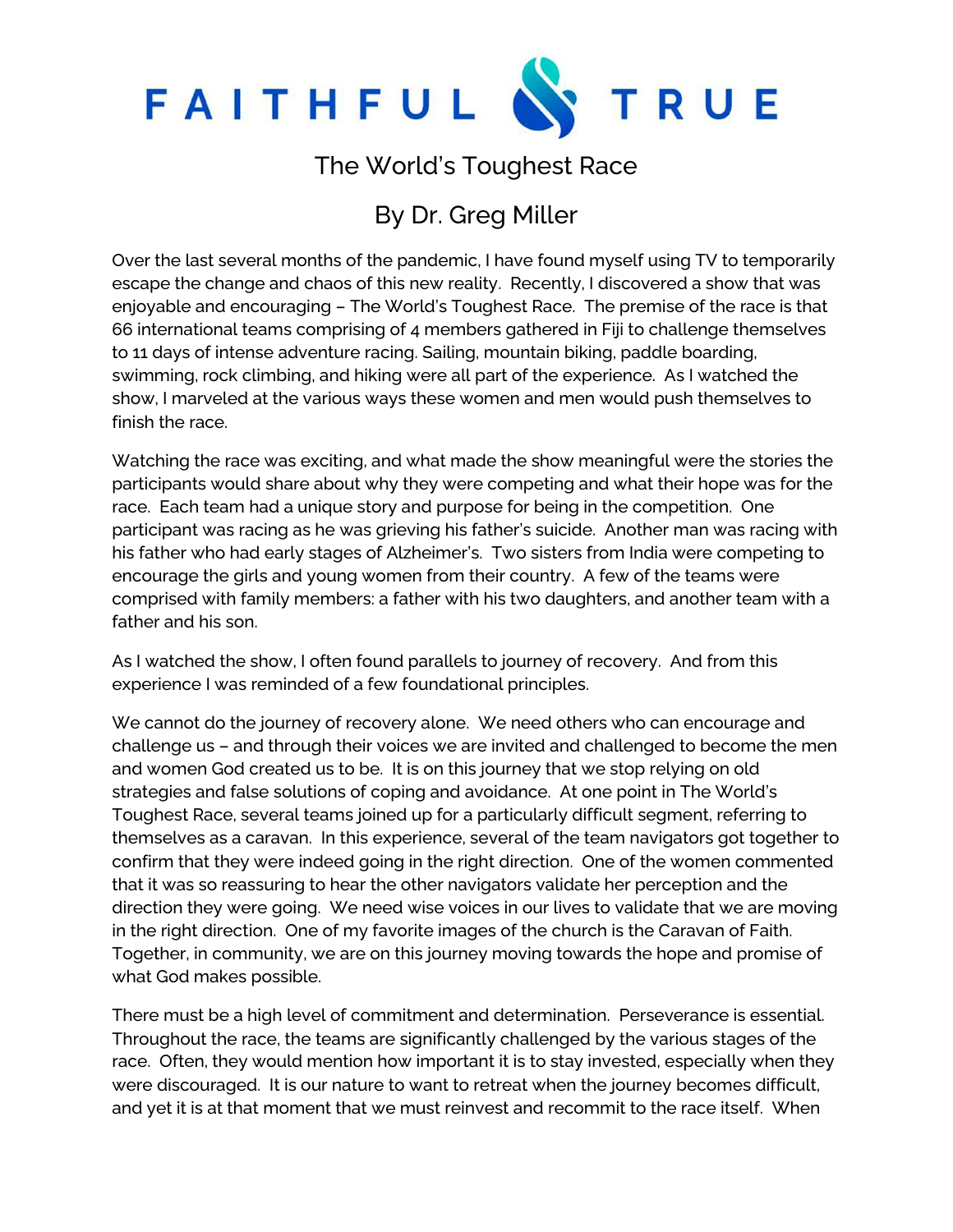# FAITHFUL & TRUE

## The World's Toughest Race

## By Dr. Greg Miller

Over the last several months of the pandemic, I have found myself using TV to temporarily escape the change and chaos of this new reality. Recently, I discovered a show that was enjoyable and encouraging – The World's Toughest Race. The premise of the race is that 66 international teams comprising of 4 members gathered in Fiji to challenge themselves to 11 days of intense adventure racing. Sailing, mountain biking, paddle boarding, swimming, rock climbing, and hiking were all part of the experience. As I watched the show, I marveled at the various ways these women and men would push themselves to finish the race.

Watching the race was exciting, and what made the show meaningful were the stories the participants would share about why they were competing and what their hope was for the race. Each team had a unique story and purpose for being in the competition. One participant was racing as he was grieving his father's suicide. Another man was racing with his father who had early stages of Alzheimer's. Two sisters from India were competing to encourage the girls and young women from their country. A few of the teams were comprised with family members: a father with his two daughters, and another team with a father and his son.

As I watched the show, I often found parallels to journey of recovery. And from this experience I was reminded of a few foundational principles.

We cannot do the journey of recovery alone. We need others who can encourage and challenge us – and through their voices we are invited and challenged to become the men and women God created us to be. It is on this journey that we stop relying on old strategies and false solutions of coping and avoidance. At one point in The World's Toughest Race, several teams joined up for a particularly difficult segment, referring to themselves as a caravan. In this experience, several of the team navigators got together to confirm that they were indeed going in the right direction. One of the women commented that it was so reassuring to hear the other navigators validate her perception and the direction they were going. We need wise voices in our lives to validate that we are moving in the right direction. One of my favorite images of the church is the Caravan of Faith. Together, in community, we are on this journey moving towards the hope and promise of what God makes possible.

There must be a high level of commitment and determination. Perseverance is essential. Throughout the race, the teams are significantly challenged by the various stages of the race. Often, they would mention how important it is to stay invested, especially when they were discouraged. It is our nature to want to retreat when the journey becomes difficult, and yet it is at that moment that we must reinvest and recommit to the race itself. When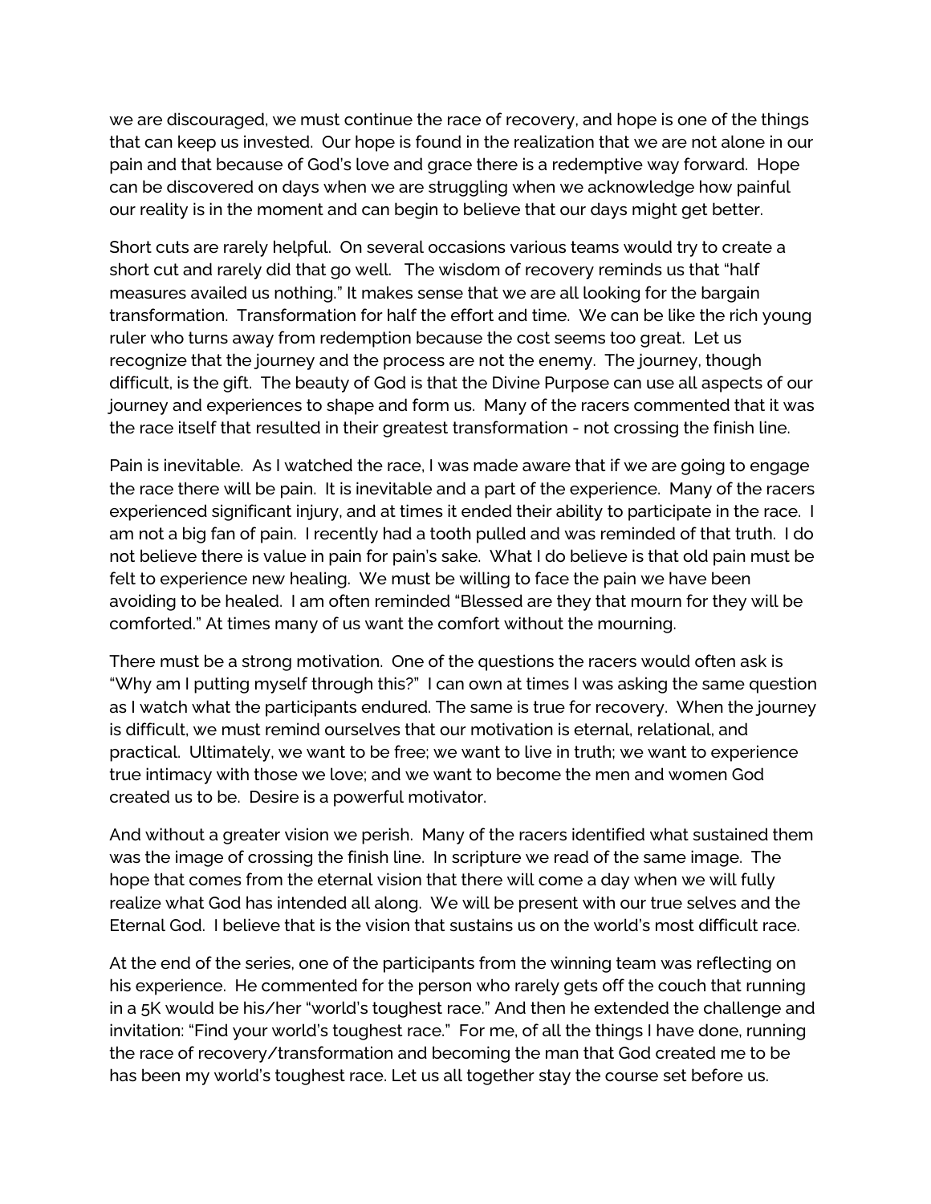we are discouraged, we must continue the race of recovery, and hope is one of the things that can keep us invested. Our hope is found in the realization that we are not alone in our pain and that because of God's love and grace there is a redemptive way forward. Hope can be discovered on days when we are struggling when we acknowledge how painful our reality is in the moment and can begin to believe that our days might get better.

Short cuts are rarely helpful. On several occasions various teams would try to create a short cut and rarely did that go well. The wisdom of recovery reminds us that "half measures availed us nothing." It makes sense that we are all looking for the bargain transformation. Transformation for half the effort and time. We can be like the rich young ruler who turns away from redemption because the cost seems too great. Let us recognize that the journey and the process are not the enemy. The journey, though difficult, is the gift. The beauty of God is that the Divine Purpose can use all aspects of our journey and experiences to shape and form us. Many of the racers commented that it was the race itself that resulted in their greatest transformation - not crossing the finish line.

Pain is inevitable. As I watched the race, I was made aware that if we are going to engage the race there will be pain. It is inevitable and a part of the experience. Many of the racers experienced significant injury, and at times it ended their ability to participate in the race. I am not a big fan of pain. I recently had a tooth pulled and was reminded of that truth. I do not believe there is value in pain for pain's sake. What I do believe is that old pain must be felt to experience new healing. We must be willing to face the pain we have been avoiding to be healed. I am often reminded "Blessed are they that mourn for they will be comforted." At times many of us want the comfort without the mourning.

There must be a strong motivation. One of the questions the racers would often ask is "Why am I putting myself through this?" I can own at times I was asking the same question as I watch what the participants endured. The same is true for recovery. When the journey is difficult, we must remind ourselves that our motivation is eternal, relational, and practical. Ultimately, we want to be free; we want to live in truth; we want to experience true intimacy with those we love; and we want to become the men and women God created us to be. Desire is a powerful motivator.

And without a greater vision we perish. Many of the racers identified what sustained them was the image of crossing the finish line. In scripture we read of the same image. The hope that comes from the eternal vision that there will come a day when we will fully realize what God has intended all along. We will be present with our true selves and the Eternal God. I believe that is the vision that sustains us on the world's most difficult race.

At the end of the series, one of the participants from the winning team was reflecting on his experience. He commented for the person who rarely gets off the couch that running in a 5K would be his/her "world's toughest race." And then he extended the challenge and invitation: "Find your world's toughest race." For me, of all the things I have done, running the race of recovery/transformation and becoming the man that God created me to be has been my world's toughest race. Let us all together stay the course set before us.